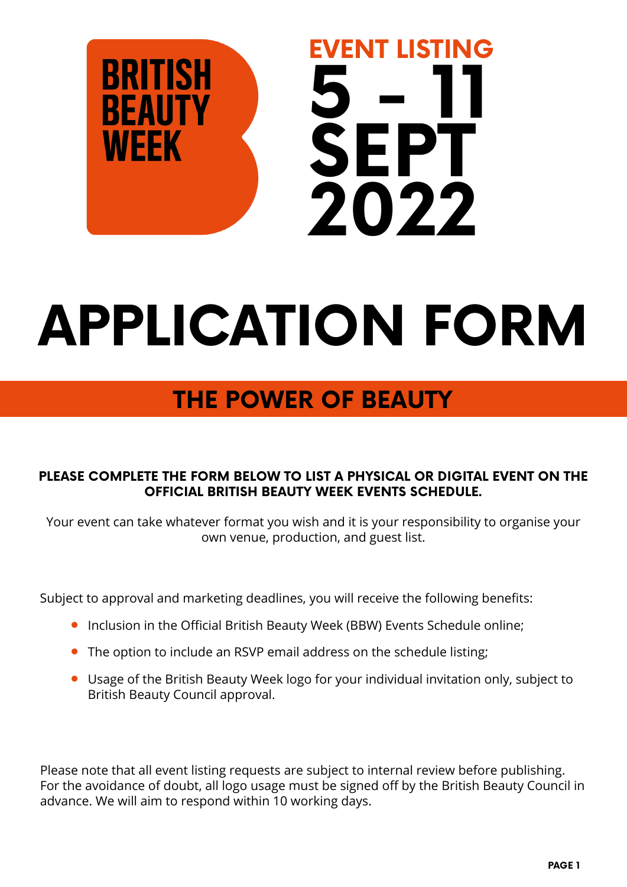BRITISH BEAUTY WEEK

EVENT LISTING

**5 - 11 SEPT 2022**

# APPLICATION FORM

## THE POWER OF BEAUTY

**PLEASE COMPLETE THE FORM BELOW TO LIST A PHYSICAL OR DIGITAL EVENT ON THE OFFICIAL BRITISH BEAUTY WEEK EVENTS SCHEDULE.**

Your event can take whatever format you wish and it is your responsibility to organise your own venue, production, and guest list.

Subject to approval and marketing deadlines, you will receive the following benefits:

- Inclusion in the Official British Beauty Week (BBW) Events Schedule online;
- The option to include an RSVP email address on the schedule listing;
- Usage of the British Beauty Week logo for your individual invitation only, subject to British Beauty Council approval.

Please note that all event listing requests are subject to internal review before publishing. For the avoidance of doubt, all logo usage must be signed off by the British Beauty Council in advance. We will aim to respond within 10 working days.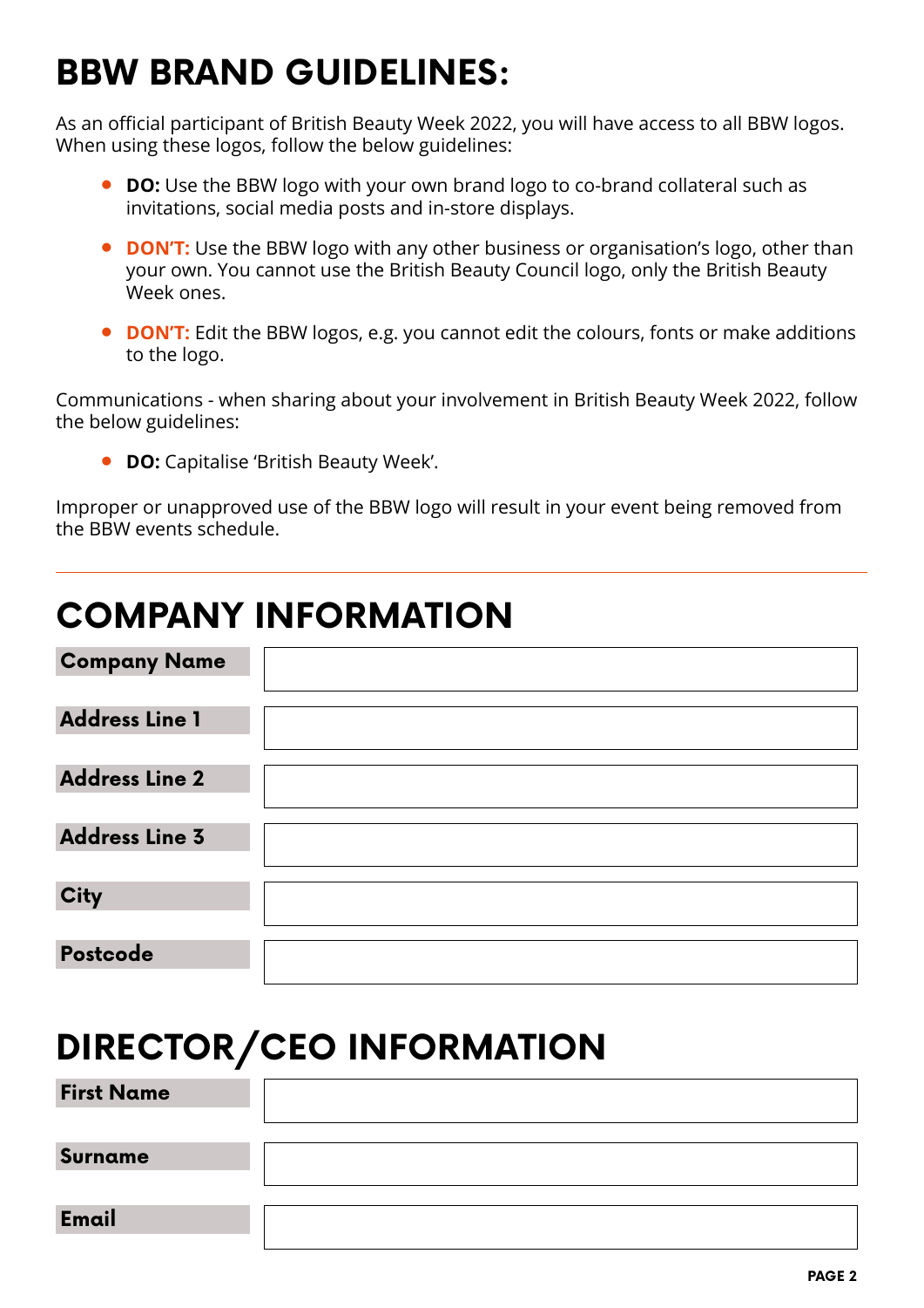# BBW BRAND GUIDELINES:

As an official participant of British Beauty Week 2022, you will have access to all BBW logos. When using these logos, follow the below guidelines:

- **DO:** Use the BBW logo with your own brand logo to co-brand collateral such as invitations, social media posts and in-store displays.
- **DON'T:** Use the BBW logo with any other business or organisation's logo, other than your own. You cannot use the British Beauty Council logo, only the British Beauty Week ones.
- **DON'T:** Edit the BBW logos, e.g. you cannot edit the colours, fonts or make additions to the logo.

Communications - when sharing about your involvement in British Beauty Week 2022, follow the below guidelines:

- **DO:** Capitalise 'British Beauty Week'.

Improper or unapproved use of the BBW logo will result in your event being removed from the BBW events schedule.

---

# COMPANY INFORMATION

| | |
|---|---|
| **Company Name** | |
| **Address Line 1** | |
| **Address Line 2** | |
| **Address Line 3** | |
| **City** | |
| **Postcode** | |

# DIRECTOR/CEO INFORMATION

| | |
|---|---|
| **First Name** | |
| **Surname** | |
| **Email** | |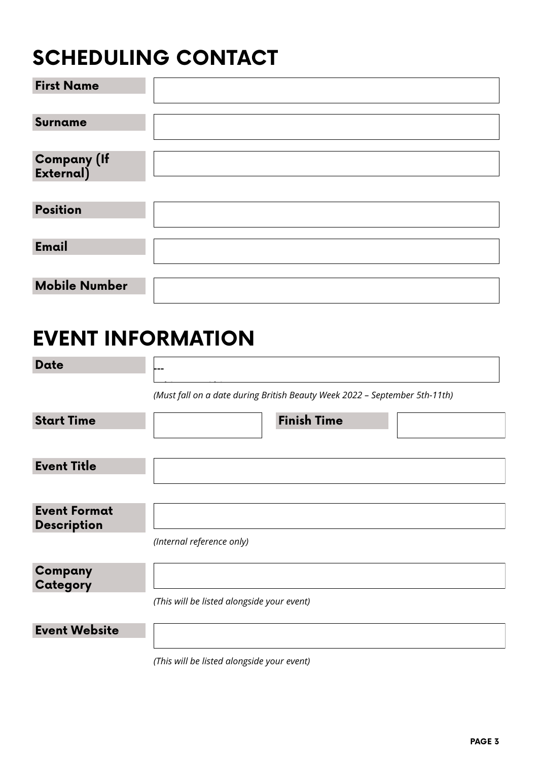# SCHEDULING CONTACT

**First Name**

**Surname**

**Company (If External)**

**Position**

**Email**

**Mobile Number**

# EVENT INFORMATION

**Date**

---

*(Must fall on a date during British Beauty Week 2022 – September 5th-11th)*

**Start Time** | **Finish Time**

**Event Title**

**Event Format Description**

*(Internal reference only)*

**Company Category**

*(This will be listed alongside your event)*

**Event Website**

*(This will be listed alongside your event)*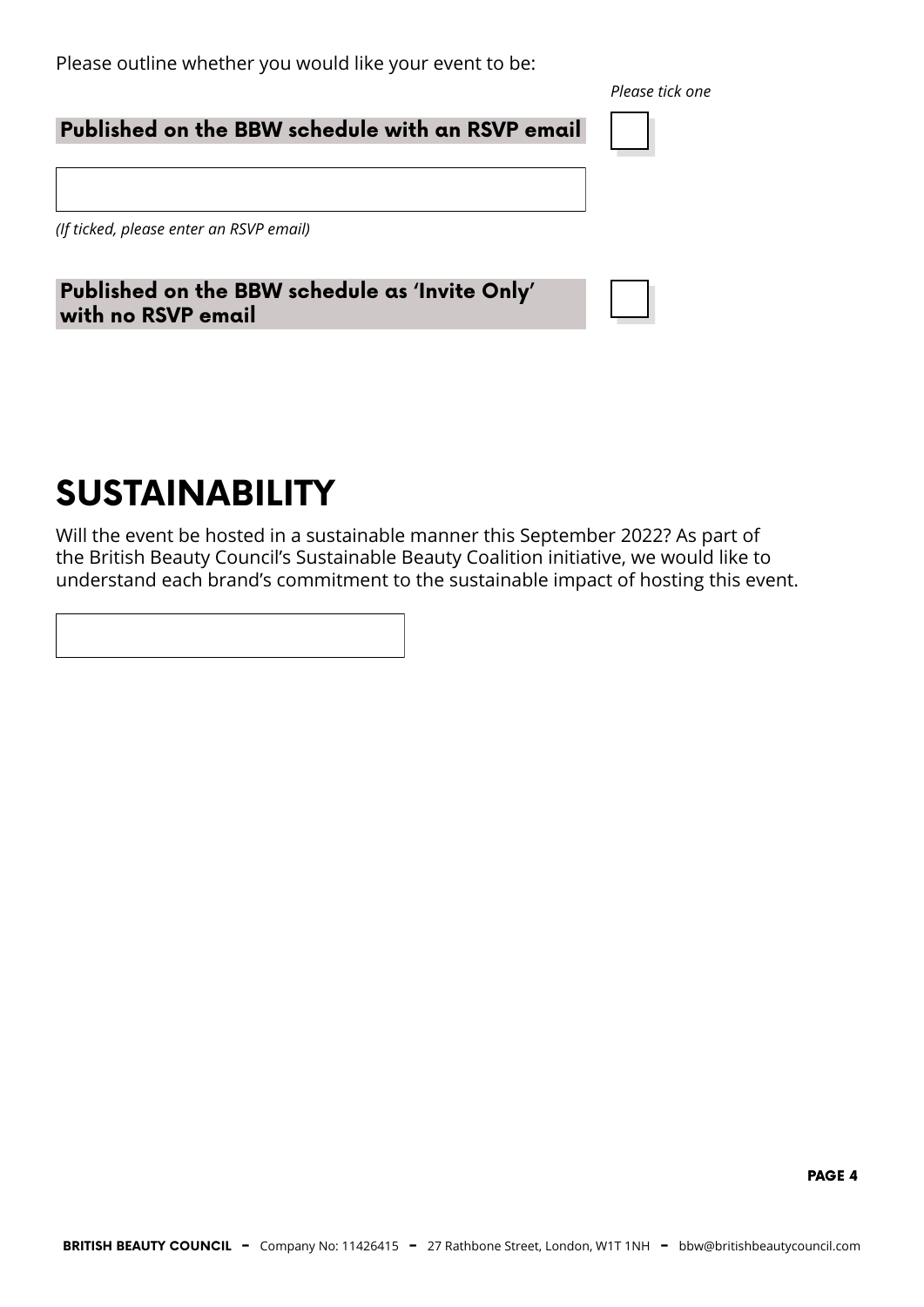Please outline whether you would like your event to be:

*Please tick one*

**Published on the BBW schedule with an RSVP email** ☐

*(If ticked, please enter an RSVP email)*

**Published on the BBW schedule as 'Invite Only' with no RSVP email** ☐

# SUSTAINABILITY

Will the event be hosted in a sustainable manner this September 2022? As part of the British Beauty Council's Sustainable Beauty Coalition initiative, we would like to understand each brand's commitment to the sustainable impact of hosting this event.

**BRITISH BEAUTY COUNCIL** – Company No: 11426415 – 27 Rathbone Street, London, W1T 1NH – bbw@britishbeautycouncil.com